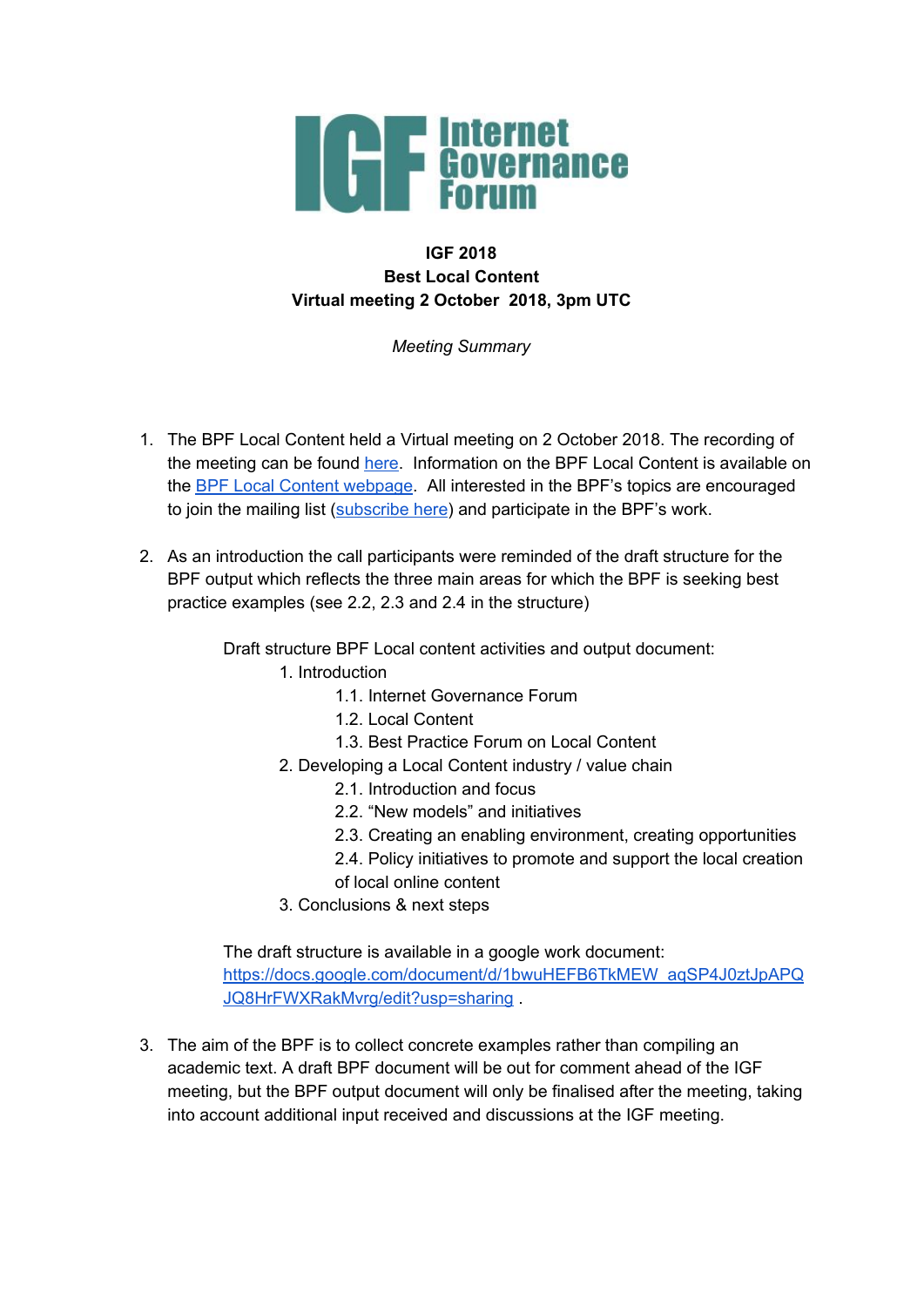**IGF 2018**
**Best Local Content**
**Virtual meeting 2 October 2018, 3pm UTC**

*Meeting Summary*

1. The BPF Local Content held a Virtual meeting on 2 October 2018. The recording of the meeting can be found [here](). Information on the BPF Local Content is available on the [BPF Local Content webpage](). All interested in the BPF's topics are encouraged to join the mailing list ([subscribe here]()) and participate in the BPF's work.

2. As an introduction the call participants were reminded of the draft structure for the BPF output which reflects the three main areas for which the BPF is seeking best practice examples (see 2.2, 2.3 and 2.4 in the structure)

   Draft structure BPF Local content activities and output document:

   1. Introduction
      - 1.1. Internet Governance Forum
      - 1.2. Local Content
      - 1.3. Best Practice Forum on Local Content
   2. Developing a Local Content industry / value chain
      - 2.1. Introduction and focus
      - 2.2. "New models" and initiatives
      - 2.3. Creating an enabling environment, creating opportunities
      - 2.4. Policy initiatives to promote and support the local creation of local online content
   3. Conclusions & next steps

   The draft structure is available in a google work document: [https://docs.google.com/document/d/1bwuHEFB6TkMEW_aqSP4J0ztJpAPQJQ8HrFWXRakMvrg/edit?usp=sharing](https://docs.google.com/document/d/1bwuHEFB6TkMEW_aqSP4J0ztJpAPQJQ8HrFWXRakMvrg/edit?usp=sharing) .

3. The aim of the BPF is to collect concrete examples rather than compiling an academic text. A draft BPF document will be out for comment ahead of the IGF meeting, but the BPF output document will only be finalised after the meeting, taking into account additional input received and discussions at the IGF meeting.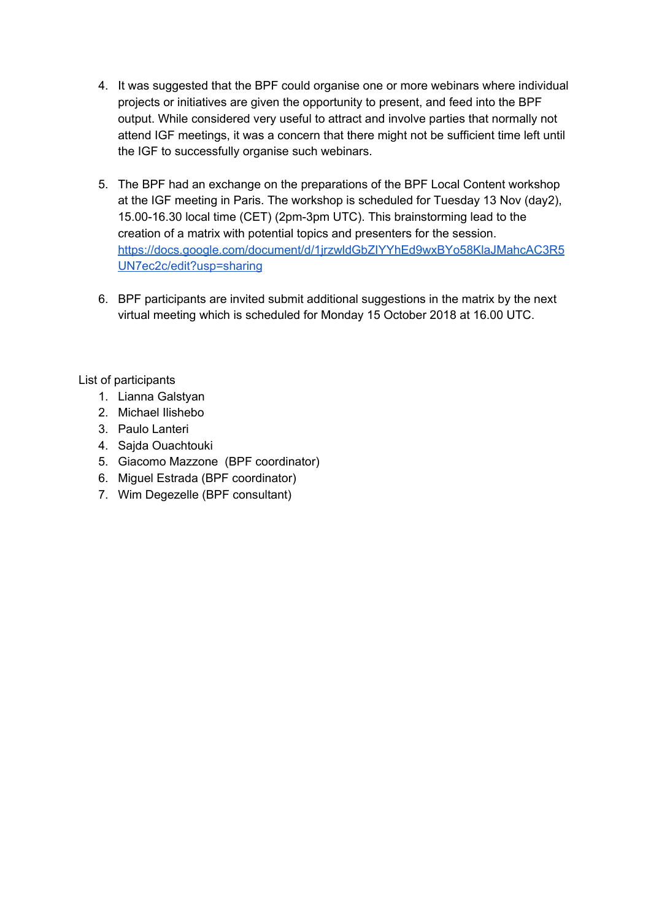4. It was suggested that the BPF could organise one or more webinars where individual projects or initiatives are given the opportunity to present, and feed into the BPF output. While considered very useful to attract and involve parties that normally not attend IGF meetings, it was a concern that there might not be sufficient time left until the IGF to successfully organise such webinars.

5. The BPF had an exchange on the preparations of the BPF Local Content workshop at the IGF meeting in Paris. The workshop is scheduled for Tuesday 13 Nov (day2), 15.00-16.30 local time (CET) (2pm-3pm UTC). This brainstorming lead to the creation of a matrix with potential topics and presenters for the session. [https://docs.google.com/document/d/1jrzwldGbZIYYhEd9wxBYo58KlaJMahcAC3R5UN7ec2c/edit?usp=sharing](https://docs.google.com/document/d/1jrzwldGbZIYYhEd9wxBYo58KlaJMahcAC3R5UN7ec2c/edit?usp=sharing)

6. BPF participants are invited submit additional suggestions in the matrix by the next virtual meeting which is scheduled for Monday 15 October 2018 at 16.00 UTC.

List of participants

1. Lianna Galstyan
2. Michael Ilishebo
3. Paulo Lanteri
4. Sajda Ouachtouki
5. Giacomo Mazzone (BPF coordinator)
6. Miguel Estrada (BPF coordinator)
7. Wim Degezelle (BPF consultant)